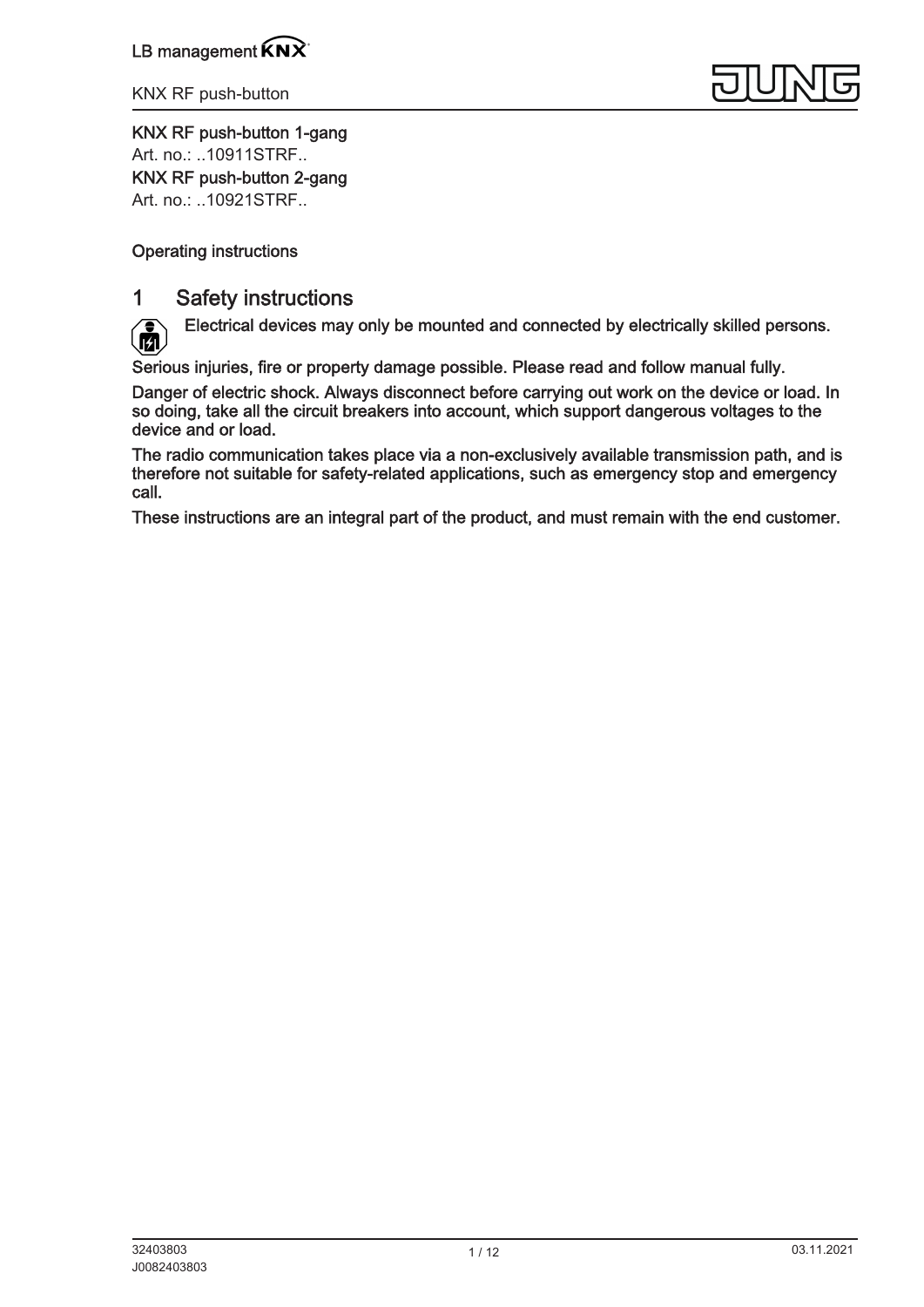**KNX RF push-button 1-gang**

Art. no.: ..10911STRF..

**KNX RF push-button 2-gang**

Art. no.: ..10921STRF..

**Operating instructions**

# 1 Safety instructions

**Electrical devices may only be mounted and connected by electrically skilled persons.**

**Serious injuries, fire or property damage possible. Please read and follow manual fully.**

**Danger of electric shock. Always disconnect before carrying out work on the device or load. In so doing, take all the circuit breakers into account, which support dangerous voltages to the device and or load.**

**The radio communication takes place via a non-exclusively available transmission path, and is therefore not suitable for safety-related applications, such as emergency stop and emergency call.**

**These instructions are an integral part of the product, and must remain with the end customer.**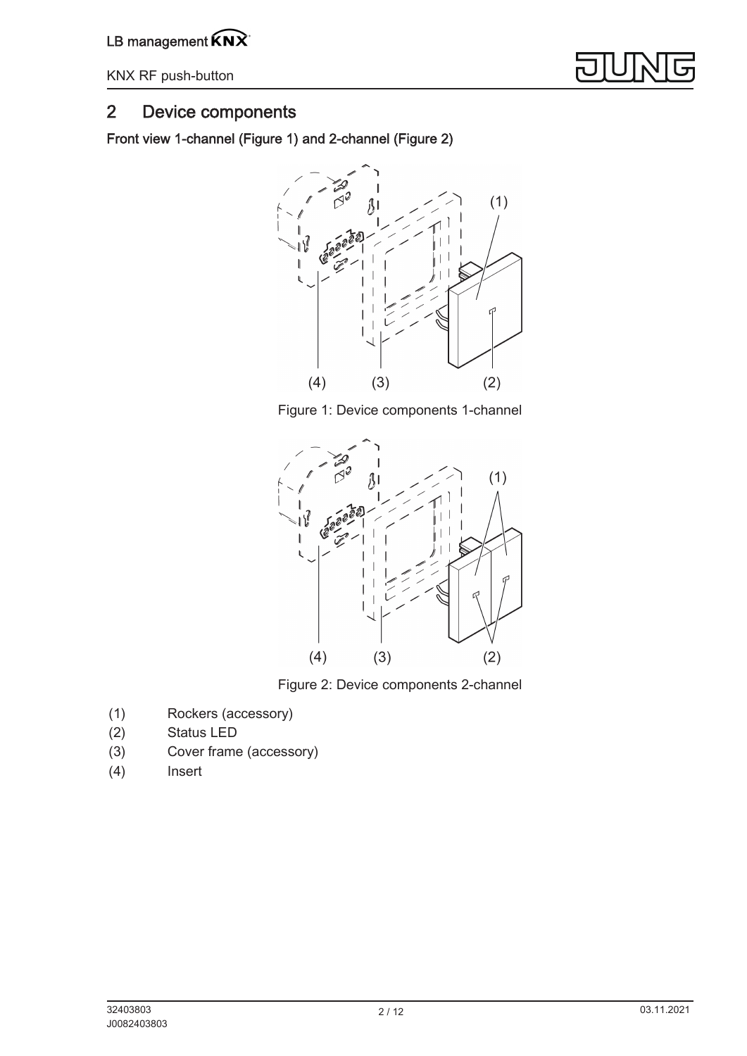## 2 Device components

**Front view 1-channel (Figure 1) and 2-channel (Figure 2)**

Figure 1: Device components 1-channel

Figure 2: Device components 2-channel

(1) Rockers (accessory)
(2) Status LED
(3) Cover frame (accessory)
(4) Insert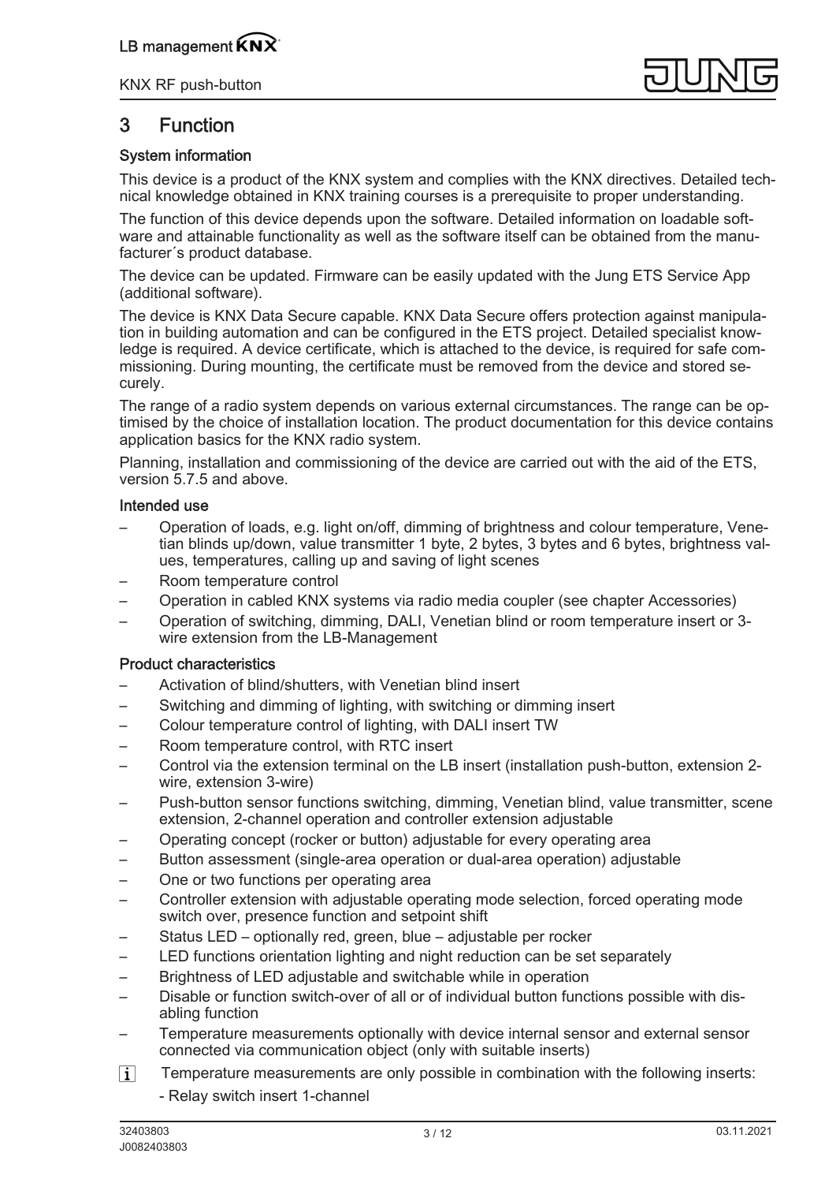# 3 Function

### System information

This device is a product of the KNX system and complies with the KNX directives. Detailed technical knowledge obtained in KNX training courses is a prerequisite to proper understanding.

The function of this device depends upon the software. Detailed information on loadable software and attainable functionality as well as the software itself can be obtained from the manufacturer´s product database.

The device can be updated. Firmware can be easily updated with the Jung ETS Service App (additional software).

The device is KNX Data Secure capable. KNX Data Secure offers protection against manipulation in building automation and can be configured in the ETS project. Detailed specialist knowledge is required. A device certificate, which is attached to the device, is required for safe commissioning. During mounting, the certificate must be removed from the device and stored securely.

The range of a radio system depends on various external circumstances. The range can be optimised by the choice of installation location. The product documentation for this device contains application basics for the KNX radio system.

Planning, installation and commissioning of the device are carried out with the aid of the ETS, version 5.7.5 and above.

### Intended use

- Operation of loads, e.g. light on/off, dimming of brightness and colour temperature, Venetian blinds up/down, value transmitter 1 byte, 2 bytes, 3 bytes and 6 bytes, brightness values, temperatures, calling up and saving of light scenes
- Room temperature control
- Operation in cabled KNX systems via radio media coupler (see chapter Accessories)
- Operation of switching, dimming, DALI, Venetian blind or room temperature insert or 3-wire extension from the LB-Management

### Product characteristics

- Activation of blind/shutters, with Venetian blind insert
- Switching and dimming of lighting, with switching or dimming insert
- Colour temperature control of lighting, with DALI insert TW
- Room temperature control, with RTC insert
- Control via the extension terminal on the LB insert (installation push-button, extension 2-wire, extension 3-wire)
- Push-button sensor functions switching, dimming, Venetian blind, value transmitter, scene extension, 2-channel operation and controller extension adjustable
- Operating concept (rocker or button) adjustable for every operating area
- Button assessment (single-area operation or dual-area operation) adjustable
- One or two functions per operating area
- Controller extension with adjustable operating mode selection, forced operating mode switch over, presence function and setpoint shift
- Status LED – optionally red, green, blue – adjustable per rocker
- LED functions orientation lighting and night reduction can be set separately
- Brightness of LED adjustable and switchable while in operation
- Disable or function switch-over of all or of individual button functions possible with disabling function
- Temperature measurements optionally with device internal sensor and external sensor connected via communication object (only with suitable inserts)

ℹ Temperature measurements are only possible in combination with the following inserts:

- Relay switch insert 1-channel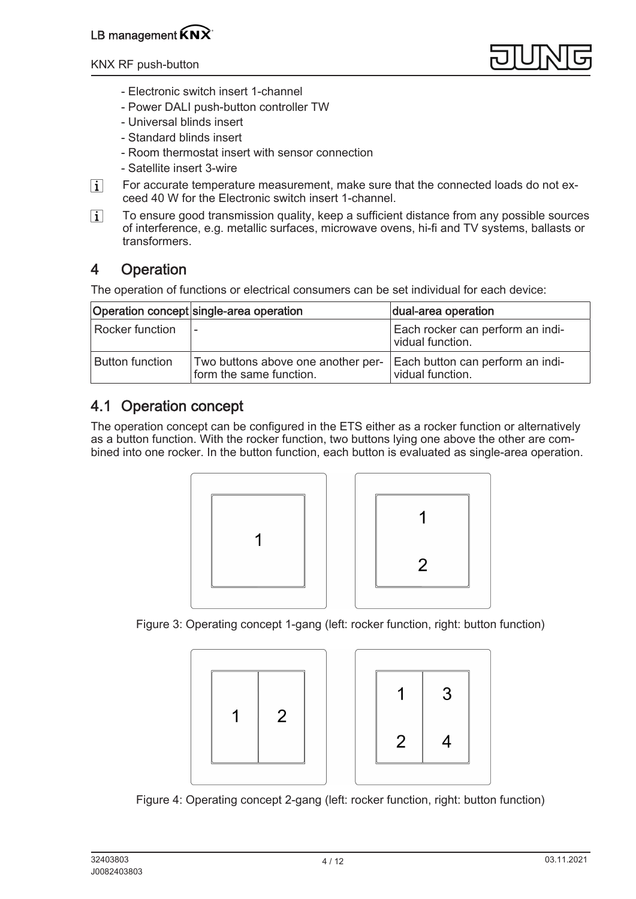- Electronic switch insert 1-channel
- Power DALI push-button controller TW
- Universal blinds insert
- Standard blinds insert
- Room thermostat insert with sensor connection
- Satellite insert 3-wire

i For accurate temperature measurement, make sure that the connected loads do not exceed 40 W for the Electronic switch insert 1-channel.

i To ensure good transmission quality, keep a sufficient distance from any possible sources of interference, e.g. metallic surfaces, microwave ovens, hi-fi and TV systems, ballasts or transformers.

## 4 Operation

The operation of functions or electrical consumers can be set individual for each device:

| Operation concept | single-area operation | dual-area operation |
| --- | --- | --- |
| Rocker function | - | Each rocker can perform an individual function. |
| Button function | Two buttons above one another perform the same function. | Each button can perform an individual function. |

## 4.1 Operation concept

The operation concept can be configured in the ETS either as a rocker function or alternatively as a button function. With the rocker function, two buttons lying one above the other are combined into one rocker. In the button function, each button is evaluated as single-area operation.

Figure 3: Operating concept 1-gang (left: rocker function, right: button function)

Figure 4: Operating concept 2-gang (left: rocker function, right: button function)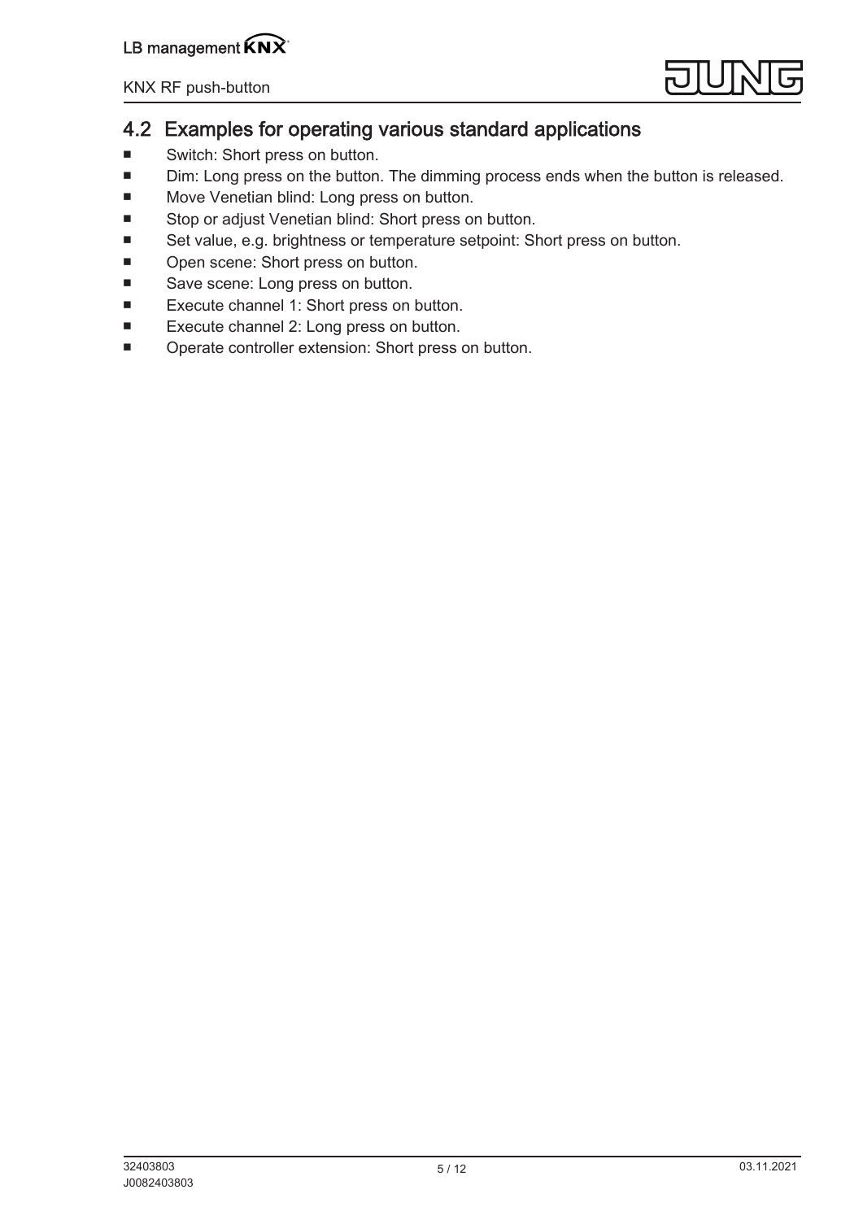## 4.2 Examples for operating various standard applications

- Switch: Short press on button.
- Dim: Long press on the button. The dimming process ends when the button is released.
- Move Venetian blind: Long press on button.
- Stop or adjust Venetian blind: Short press on button.
- Set value, e.g. brightness or temperature setpoint: Short press on button.
- Open scene: Short press on button.
- Save scene: Long press on button.
- Execute channel 1: Short press on button.
- Execute channel 2: Long press on button.
- Operate controller extension: Short press on button.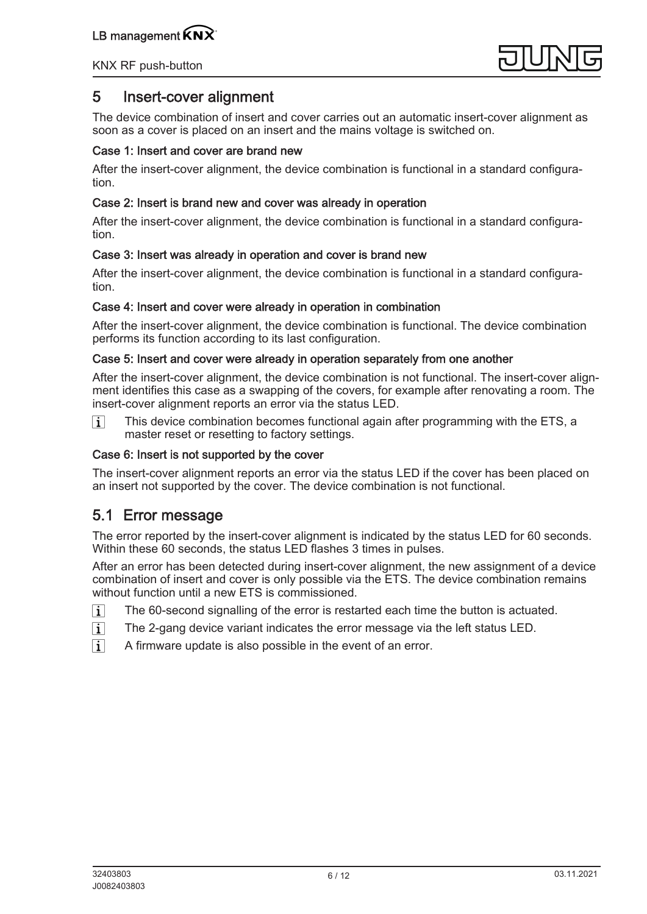# 5 Insert-cover alignment

The device combination of insert and cover carries out an automatic insert-cover alignment as soon as a cover is placed on an insert and the mains voltage is switched on.

### Case 1: Insert and cover are brand new

After the insert-cover alignment, the device combination is functional in a standard configuration.

### Case 2: Insert is brand new and cover was already in operation

After the insert-cover alignment, the device combination is functional in a standard configuration.

### Case 3: Insert was already in operation and cover is brand new

After the insert-cover alignment, the device combination is functional in a standard configuration.

### Case 4: Insert and cover were already in operation in combination

After the insert-cover alignment, the device combination is functional. The device combination performs its function according to its last configuration.

### Case 5: Insert and cover were already in operation separately from one another

After the insert-cover alignment, the device combination is not functional. The insert-cover alignment identifies this case as a swapping of the covers, for example after renovating a room. The insert-cover alignment reports an error via the status LED.

i This device combination becomes functional again after programming with the ETS, a master reset or resetting to factory settings.

### Case 6: Insert is not supported by the cover

The insert-cover alignment reports an error via the status LED if the cover has been placed on an insert not supported by the cover. The device combination is not functional.

## 5.1 Error message

The error reported by the insert-cover alignment is indicated by the status LED for 60 seconds. Within these 60 seconds, the status LED flashes 3 times in pulses.

After an error has been detected during insert-cover alignment, the new assignment of a device combination of insert and cover is only possible via the ETS. The device combination remains without function until a new ETS is commissioned.

i The 60-second signalling of the error is restarted each time the button is actuated.

i The 2-gang device variant indicates the error message via the left status LED.

i A firmware update is also possible in the event of an error.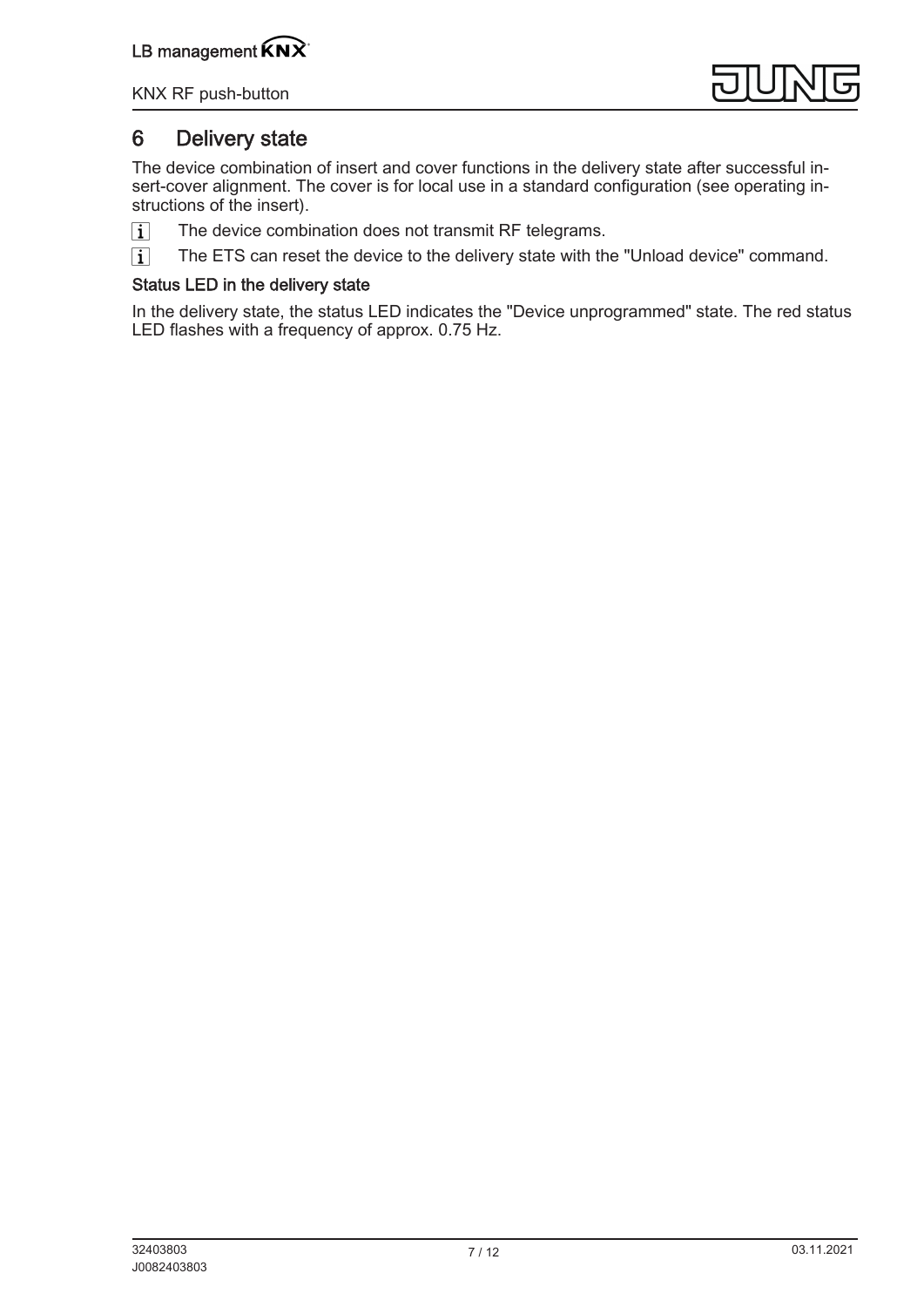## 6 Delivery state

The device combination of insert and cover functions in the delivery state after successful insert-cover alignment. The cover is for local use in a standard configuration (see operating instructions of the insert).

- [i] The device combination does not transmit RF telegrams.
- [i] The ETS can reset the device to the delivery state with the "Unload device" command.

### Status LED in the delivery state

In the delivery state, the status LED indicates the "Device unprogrammed" state. The red status LED flashes with a frequency of approx. 0.75 Hz.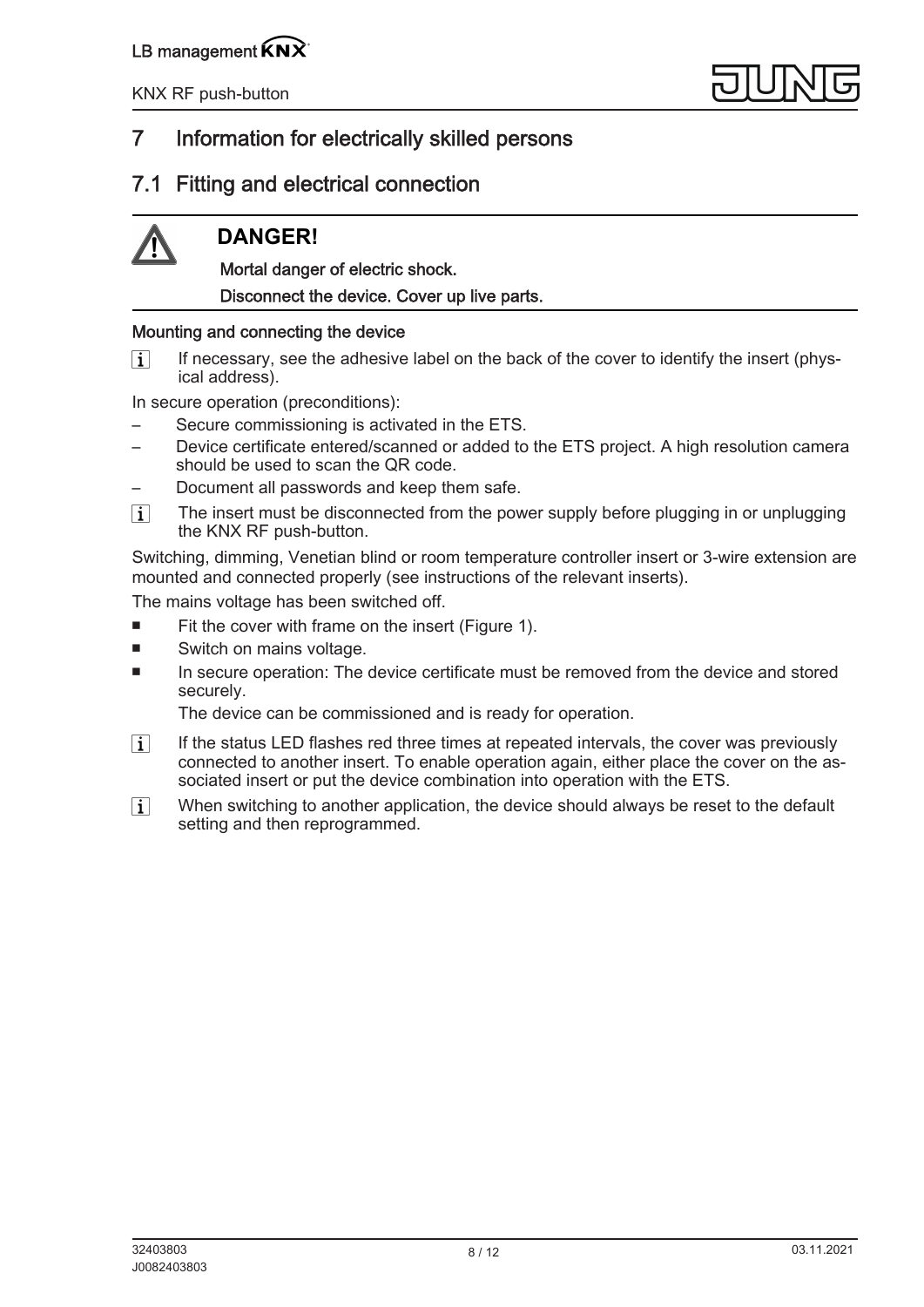# 7 Information for electrically skilled persons

## 7.1 Fitting and electrical connection

**DANGER!**

**Mortal danger of electric shock.**

**Disconnect the device. Cover up live parts.**

**Mounting and connecting the device**

i If necessary, see the adhesive label on the back of the cover to identify the insert (physical address).

In secure operation (preconditions):

- Secure commissioning is activated in the ETS.
- Device certificate entered/scanned or added to the ETS project. A high resolution camera should be used to scan the QR code.
- Document all passwords and keep them safe.

i The insert must be disconnected from the power supply before plugging in or unplugging the KNX RF push-button.

Switching, dimming, Venetian blind or room temperature controller insert or 3-wire extension are mounted and connected properly (see instructions of the relevant inserts).

The mains voltage has been switched off.

- Fit the cover with frame on the insert (Figure 1).
- Switch on mains voltage.
- In secure operation: The device certificate must be removed from the device and stored securely.

  The device can be commissioned and is ready for operation.

i If the status LED flashes red three times at repeated intervals, the cover was previously connected to another insert. To enable operation again, either place the cover on the associated insert or put the device combination into operation with the ETS.

i When switching to another application, the device should always be reset to the default setting and then reprogrammed.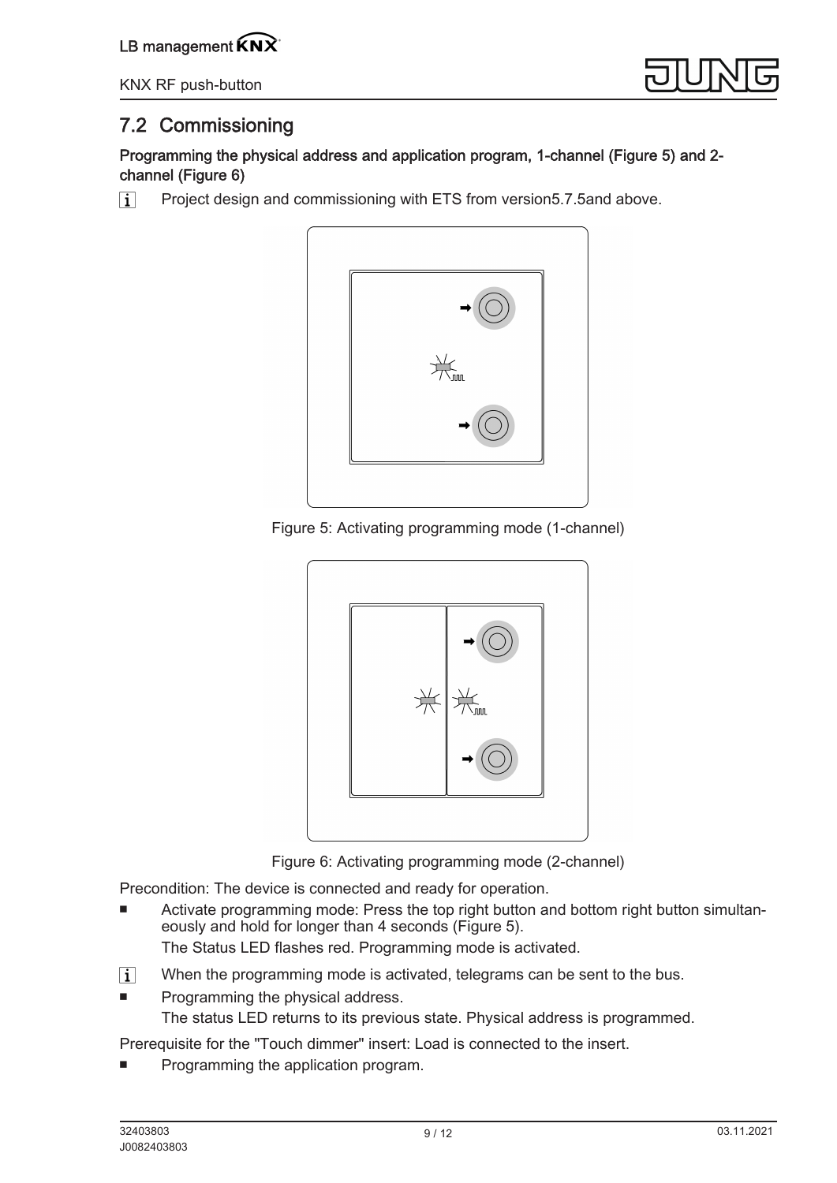## 7.2 Commissioning

**Programming the physical address and application program, 1-channel (Figure 5) and 2-channel (Figure 6)**

[i] Project design and commissioning with ETS from version5.7.5and above.

Figure 5: Activating programming mode (1-channel)

Figure 6: Activating programming mode (2-channel)

Precondition: The device is connected and ready for operation.

- Activate programming mode: Press the top right button and bottom right button simultaneously and hold for longer than 4 seconds (Figure 5).

  The Status LED flashes red. Programming mode is activated.

[i] When the programming mode is activated, telegrams can be sent to the bus.

- Programming the physical address.

  The status LED returns to its previous state. Physical address is programmed.

Prerequisite for the "Touch dimmer" insert: Load is connected to the insert.

- Programming the application program.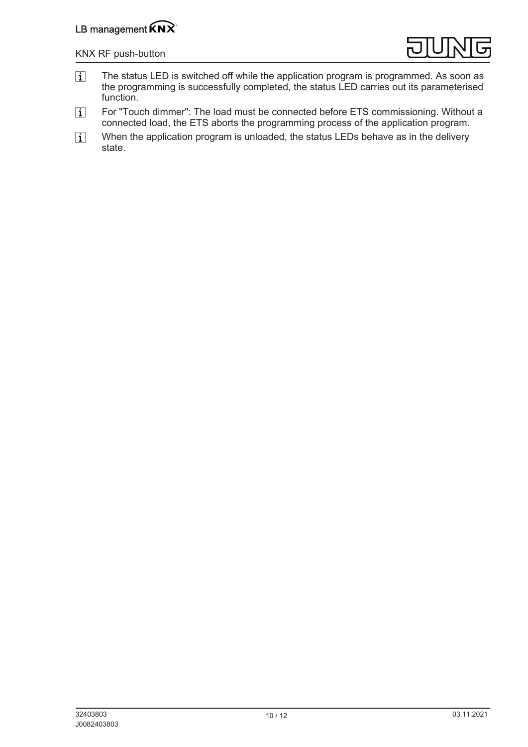- **i** The status LED is switched off while the application program is programmed. As soon as the programming is successfully completed, the status LED carries out its parameterised function.
- **i** For "Touch dimmer": The load must be connected before ETS commissioning. Without a connected load, the ETS aborts the programming process of the application program.
- **i** When the application program is unloaded, the status LEDs behave as in the delivery state.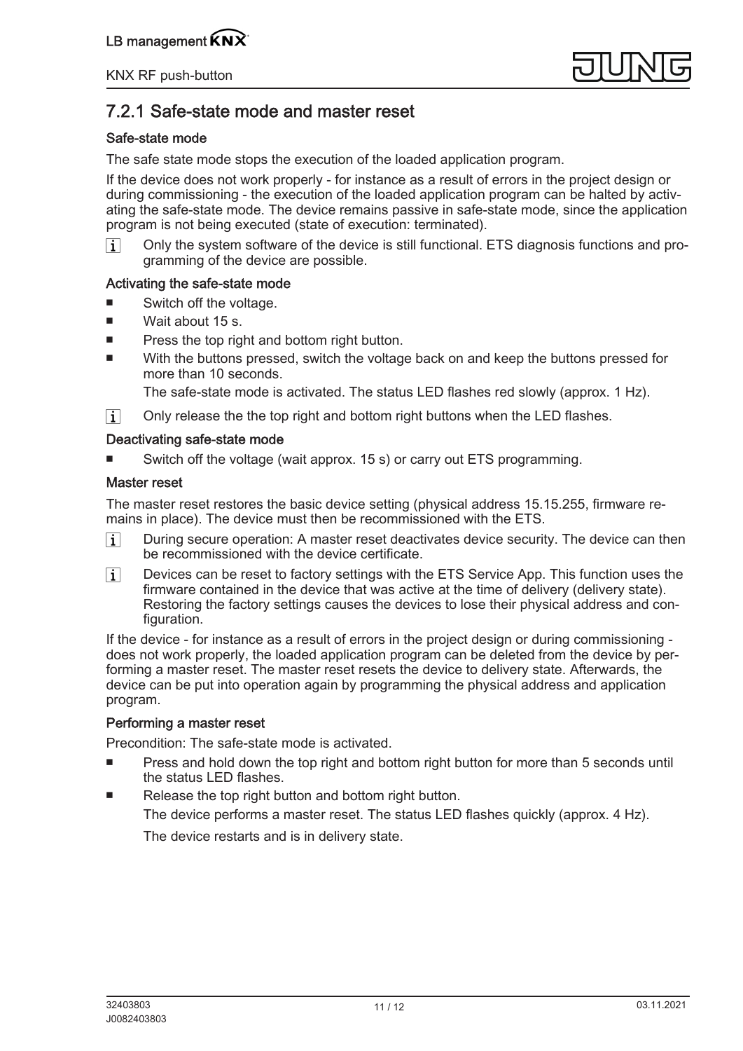## 7.2.1 Safe-state mode and master reset

### Safe-state mode

The safe state mode stops the execution of the loaded application program.

If the device does not work properly - for instance as a result of errors in the project design or during commissioning - the execution of the loaded application program can be halted by activating the safe-state mode. The device remains passive in safe-state mode, since the application program is not being executed (state of execution: terminated).

- i Only the system software of the device is still functional. ETS diagnosis functions and programming of the device are possible.

### Activating the safe-state mode

- Switch off the voltage.
- Wait about 15 s.
- Press the top right and bottom right button.
- With the buttons pressed, switch the voltage back on and keep the buttons pressed for more than 10 seconds.

  The safe-state mode is activated. The status LED flashes red slowly (approx. 1 Hz).

- i Only release the the top right and bottom right buttons when the LED flashes.

### Deactivating safe-state mode

- Switch off the voltage (wait approx. 15 s) or carry out ETS programming.

### Master reset

The master reset restores the basic device setting (physical address 15.15.255, firmware remains in place). The device must then be recommissioned with the ETS.

- i During secure operation: A master reset deactivates device security. The device can then be recommissioned with the device certificate.
- i Devices can be reset to factory settings with the ETS Service App. This function uses the firmware contained in the device that was active at the time of delivery (delivery state). Restoring the factory settings causes the devices to lose their physical address and configuration.

If the device - for instance as a result of errors in the project design or during commissioning - does not work properly, the loaded application program can be deleted from the device by performing a master reset. The master reset resets the device to delivery state. Afterwards, the device can be put into operation again by programming the physical address and application program.

### Performing a master reset

Precondition: The safe-state mode is activated.

- Press and hold down the top right and bottom right button for more than 5 seconds until the status LED flashes.
- Release the top right button and bottom right button.

  The device performs a master reset. The status LED flashes quickly (approx. 4 Hz).

  The device restarts and is in delivery state.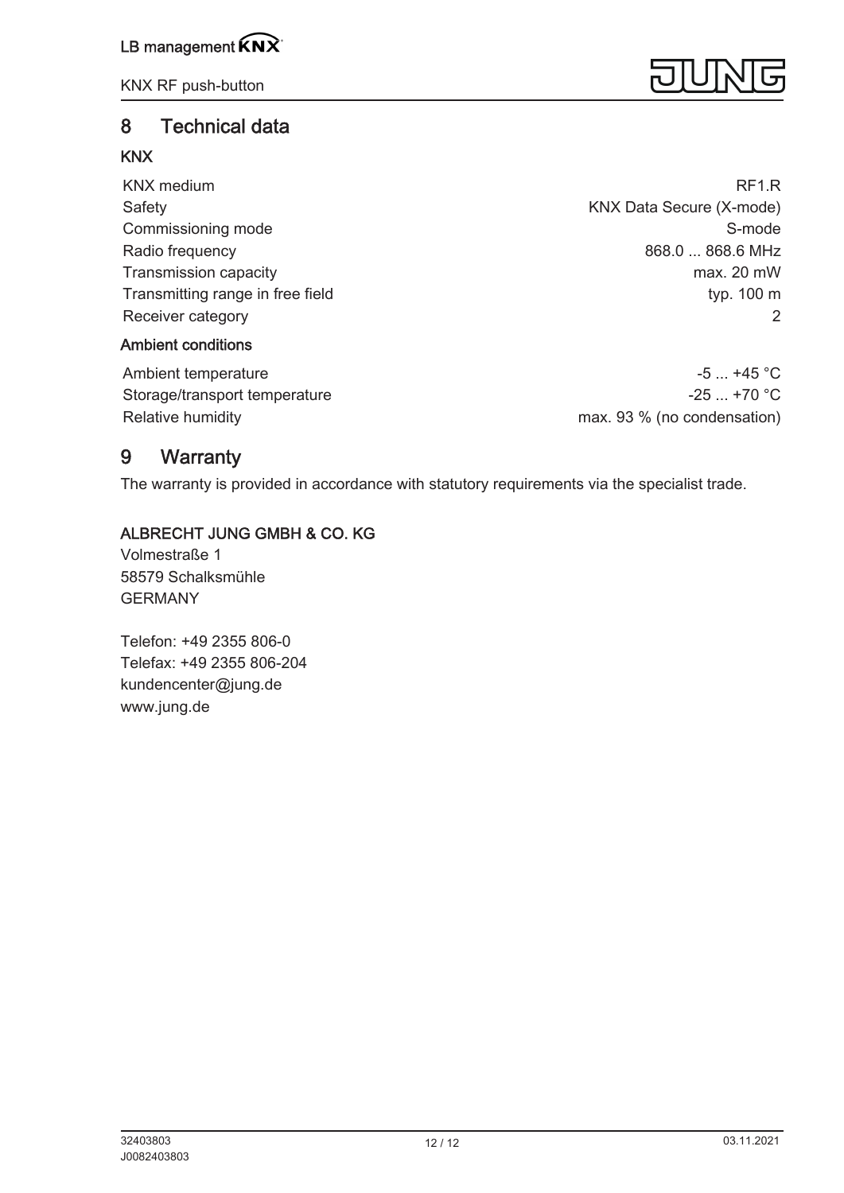## 8 Technical data

### KNX

| | |
|---|---|
| KNX medium | RF1.R |
| Safety | KNX Data Secure (X-mode) |
| Commissioning mode | S-mode |
| Radio frequency | 868.0 ... 868.6 MHz |
| Transmission capacity | max. 20 mW |
| Transmitting range in free field | typ. 100 m |
| Receiver category | 2 |

### Ambient conditions

| | |
|---|---|
| Ambient temperature | -5 ... +45 °C |
| Storage/transport temperature | -25 ... +70 °C |
| Relative humidity | max. 93 % (no condensation) |

## 9 Warranty

The warranty is provided in accordance with statutory requirements via the specialist trade.

**ALBRECHT JUNG GMBH & CO. KG**
Volmestraße 1
58579 Schalksmühle
GERMANY

Telefon: +49 2355 806-0
Telefax: +49 2355 806-204
kundencenter@jung.de
www.jung.de